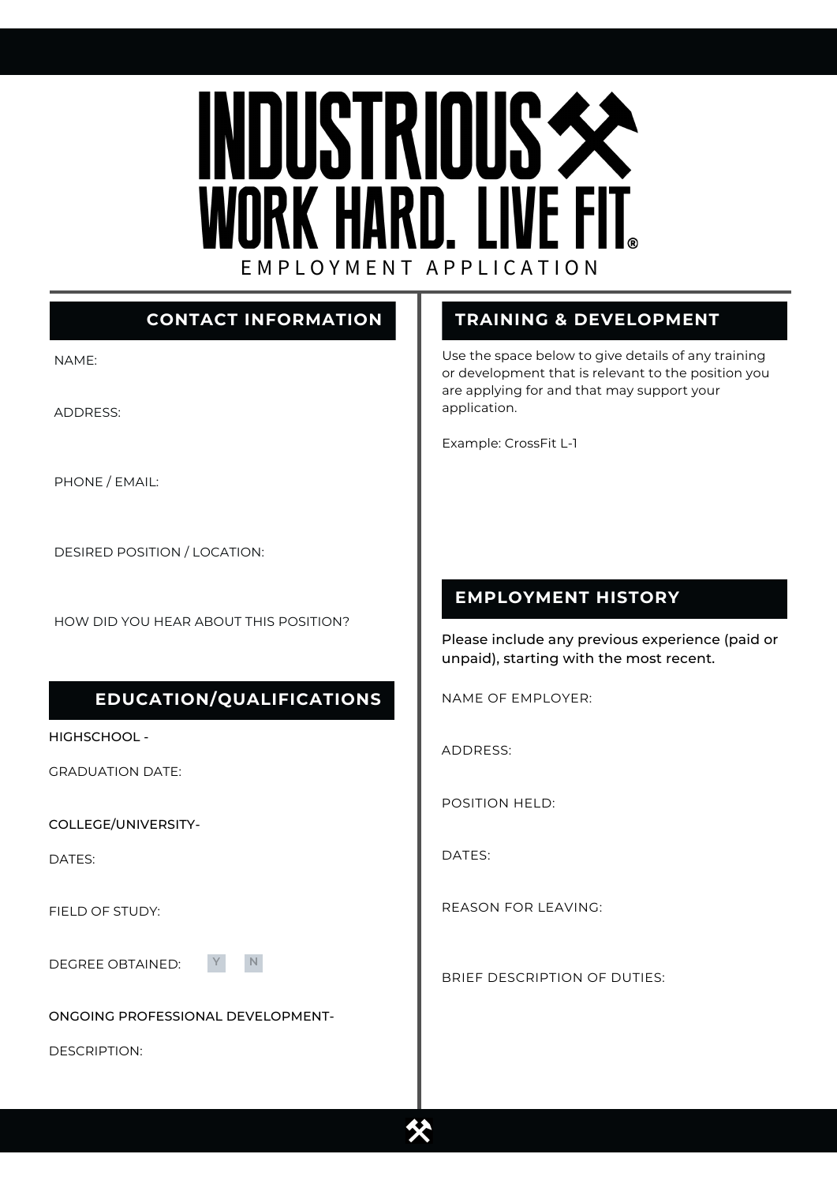# INDUSTRIOUS

# WORK HARD. LIVE FIT.®

EMPLOYMENT APPLICATION

## CONTACT INFORMATION

NAME:

ADDRESS:

PHONE / EMAIL:

DESIRED POSITION / LOCATION:

HOW DID YOU HEAR ABOUT THIS POSITION?

## EDUCATION/QUALIFICATIONS

HIGHSCHOOL -

GRADUATION DATE:

COLLEGE/UNIVERSITY-

DATES:

FIELD OF STUDY:

DEGREE OBTAINED: Y N

ONGOING PROFESSIONAL DEVELOPMENT-

DESCRIPTION:

## TRAINING & DEVELOPMENT

Use the space below to give details of any training or development that is relevant to the position you are applying for and that may support your application.

Example: CrossFit L-1

## EMPLOYMENT HISTORY

Please include any previous experience (paid or unpaid), starting with the most recent.

NAME OF EMPLOYER:

ADDRESS:

POSITION HELD:

DATES:

REASON FOR LEAVING:

BRIEF DESCRIPTION OF DUTIES: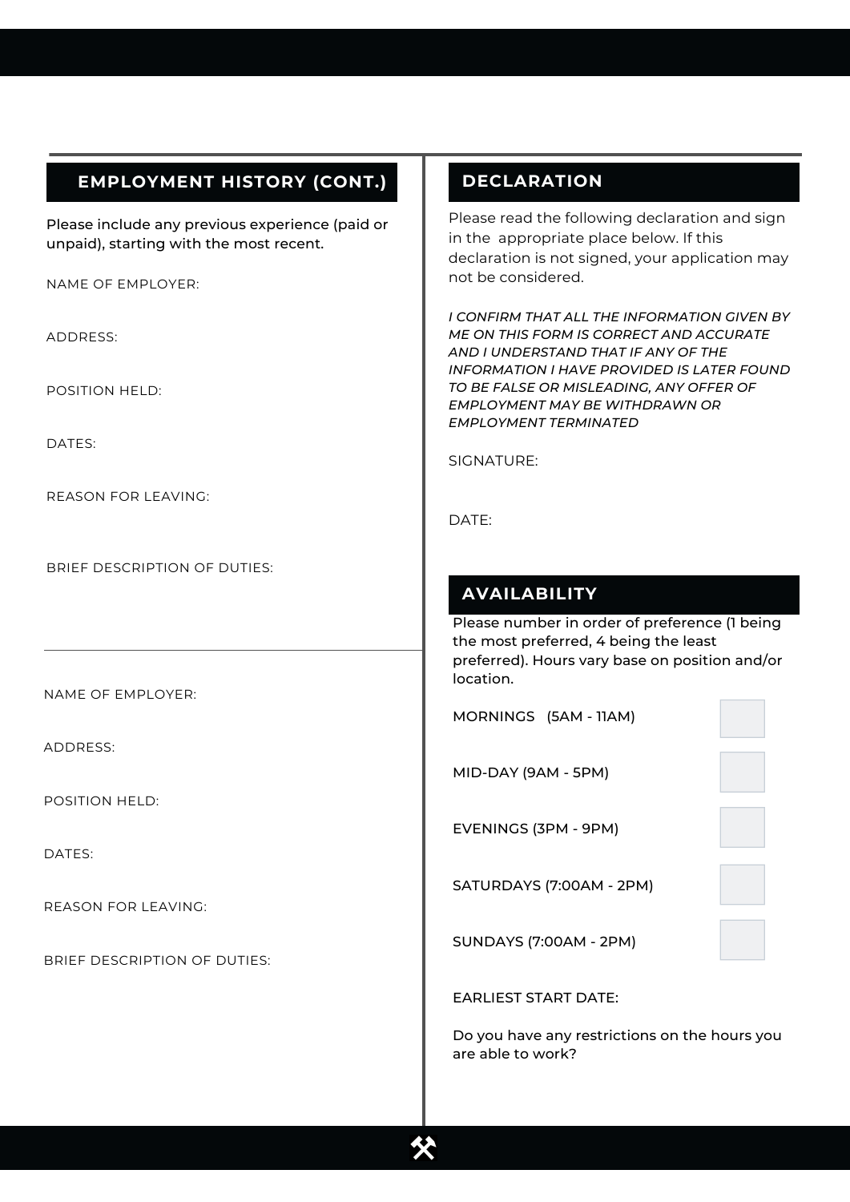## EMPLOYMENT HISTORY (CONT.)

Please include any previous experience (paid or unpaid), starting with the most recent.

NAME OF EMPLOYER:

ADDRESS:

POSITION HELD:

DATES:

REASON FOR LEAVING:

BRIEF DESCRIPTION OF DUTIES:

---

NAME OF EMPLOYER:

ADDRESS:

POSITION HELD:

DATES:

REASON FOR LEAVING:

BRIEF DESCRIPTION OF DUTIES:

## DECLARATION

Please read the following declaration and sign in the appropriate place below. If this declaration is not signed, your application may not be considered.

*I CONFIRM THAT ALL THE INFORMATION GIVEN BY ME ON THIS FORM IS CORRECT AND ACCURATE AND I UNDERSTAND THAT IF ANY OF THE INFORMATION I HAVE PROVIDED IS LATER FOUND TO BE FALSE OR MISLEADING, ANY OFFER OF EMPLOYMENT MAY BE WITHDRAWN OR EMPLOYMENT TERMINATED*

SIGNATURE:

DATE:

## AVAILABILITY

Please number in order of preference (1 being the most preferred, 4 being the least preferred). Hours vary base on position and/or location.

| | |
|---|---|
| MORNINGS (5AM - 11AM) | |
| MID-DAY (9AM - 5PM) | |
| EVENINGS (3PM - 9PM) | |
| SATURDAYS (7:00AM - 2PM) | |
| SUNDAYS (7:00AM - 2PM) | |

EARLIEST START DATE:

Do you have any restrictions on the hours you are able to work?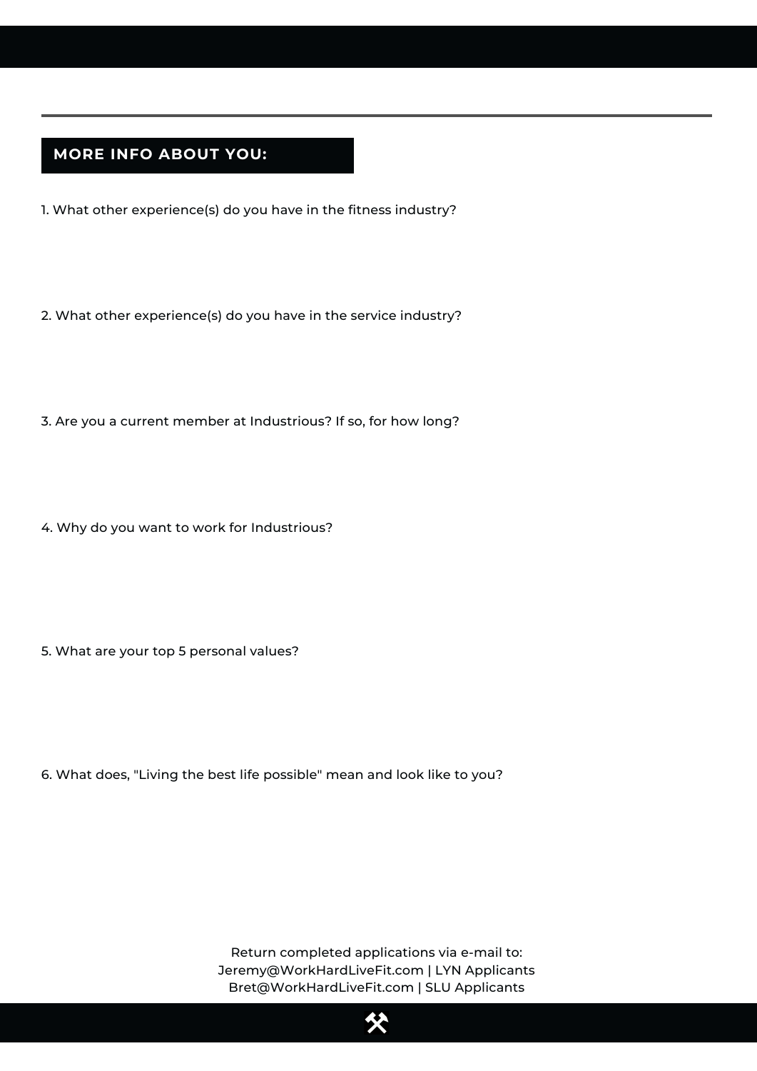## MORE INFO ABOUT YOU:

1. What other experience(s) do you have in the fitness industry?

2. What other experience(s) do you have in the service industry?

3. Are you a current member at Industrious? If so, for how long?

4. Why do you want to work for Industrious?

5. What are your top 5 personal values?

6. What does, "Living the best life possible" mean and look like to you?

Return completed applications via e-mail to:
Jeremy@WorkHardLiveFit.com | LYN Applicants
Bret@WorkHardLiveFit.com | SLU Applicants